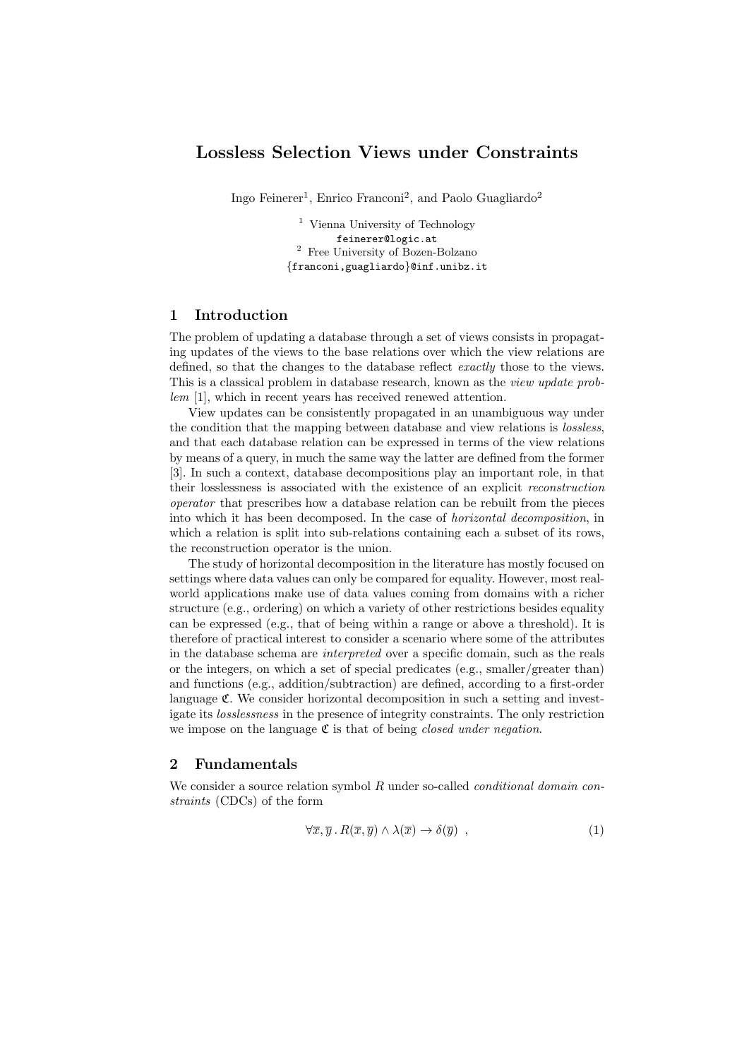# Lossless Selection Views under Constraints

Ingo Feinerer[1], Enrico Franconi[2], and Paolo Guagliardo[2]

[1] Vienna University of Technology
feinerer@logic.at
[2] Free University of Bozen-Bolzano
{franconi,guagliardo}@inf.unibz.it

## 1 Introduction

The problem of updating a database through a set of views consists in propagating updates of the views to the base relations over which the view relations are defined, so that the changes to the database reflect *exactly* those to the views. This is a classical problem in database research, known as the *view update problem* [1], which in recent years has received renewed attention.

View updates can be consistently propagated in an unambiguous way under the condition that the mapping between database and view relations is *lossless*, and that each database relation can be expressed in terms of the view relations by means of a query, in much the same way the latter are defined from the former [3]. In such a context, database decompositions play an important role, in that their losslessness is associated with the existence of an explicit *reconstruction operator* that prescribes how a database relation can be rebuilt from the pieces into which it has been decomposed. In the case of *horizontal decomposition*, in which a relation is split into sub-relations containing each a subset of its rows, the reconstruction operator is the union.

The study of horizontal decomposition in the literature has mostly focused on settings where data values can only be compared for equality. However, most real-world applications make use of data values coming from domains with a richer structure (e.g., ordering) on which a variety of other restrictions besides equality can be expressed (e.g., that of being within a range or above a threshold). It is therefore of practical interest to consider a scenario where some of the attributes in the database schema are *interpreted* over a specific domain, such as the reals or the integers, on which a set of special predicates (e.g., smaller/greater than) and functions (e.g., addition/subtraction) are defined, according to a first-order language $\mathfrak{C}$. We consider horizontal decomposition in such a setting and investigate its *losslessness* in the presence of integrity constraints. The only restriction we impose on the language $\mathfrak{C}$ is that of being *closed under negation*.

## 2 Fundamentals

We consider a source relation symbol $R$ under so-called *conditional domain constraints* (CDCs) of the form

$$\forall \overline{x}, \overline{y} \,.\, R(\overline{x}, \overline{y}) \wedge \lambda(\overline{x}) \rightarrow \delta(\overline{y}) \quad , \tag{1}$$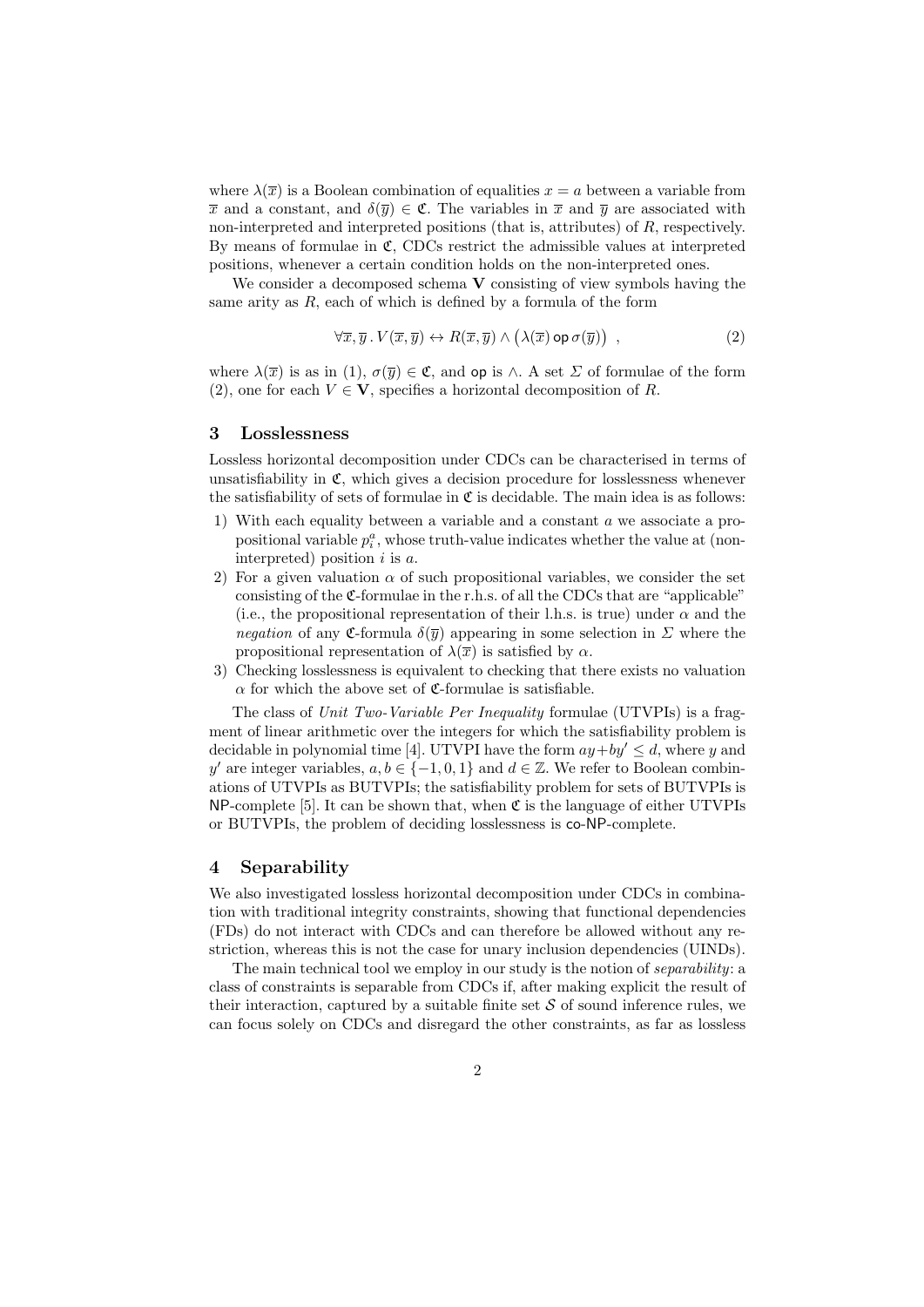where $\lambda(\overline{x})$ is a Boolean combination of equalities $x = a$ between a variable from $\overline{x}$ and a constant, and $\delta(\overline{y}) \in \mathfrak{C}$. The variables in $\overline{x}$ and $\overline{y}$ are associated with non-interpreted and interpreted positions (that is, attributes) of $R$, respectively. By means of formulae in $\mathfrak{C}$, CDCs restrict the admissible values at interpreted positions, whenever a certain condition holds on the non-interpreted ones.

We consider a decomposed schema $\mathbf{V}$ consisting of view symbols having the same arity as $R$, each of which is defined by a formula of the form

$$\forall \overline{x}, \overline{y} \,.\, V(\overline{x}, \overline{y}) \leftrightarrow R(\overline{x}, \overline{y}) \wedge \big(\lambda(\overline{x}) \,\mathsf{op}\, \sigma(\overline{y})\big) \;, \tag{2}$$

where $\lambda(\overline{x})$ is as in (1), $\sigma(\overline{y}) \in \mathfrak{C}$, and $\mathsf{op}$ is $\wedge$. A set $\Sigma$ of formulae of the form (2), one for each $V \in \mathbf{V}$, specifies a horizontal decomposition of $R$.

## 3 Losslessness

Lossless horizontal decomposition under CDCs can be characterised in terms of unsatisfiability in $\mathfrak{C}$, which gives a decision procedure for losslessness whenever the satisfiability of sets of formulae in $\mathfrak{C}$ is decidable. The main idea is as follows:

1) With each equality between a variable and a constant $a$ we associate a propositional variable $p_i^a$, whose truth-value indicates whether the value at (non-interpreted) position $i$ is $a$.
2) For a given valuation $\alpha$ of such propositional variables, we consider the set consisting of the $\mathfrak{C}$-formulae in the r.h.s. of all the CDCs that are "applicable" (i.e., the propositional representation of their l.h.s. is true) under $\alpha$ and the *negation* of any $\mathfrak{C}$-formula $\delta(\overline{y})$ appearing in some selection in $\Sigma$ where the propositional representation of $\lambda(\overline{x})$ is satisfied by $\alpha$.
3) Checking losslessness is equivalent to checking that there exists no valuation $\alpha$ for which the above set of $\mathfrak{C}$-formulae is satisfiable.

The class of *Unit Two-Variable Per Inequality* formulae (UTVPIs) is a fragment of linear arithmetic over the integers for which the satisfiability problem is decidable in polynomial time [4]. UTVPI have the form $ay + by' \leq d$, where $y$ and $y'$ are integer variables, $a, b \in \{-1, 0, 1\}$ and $d \in \mathbb{Z}$. We refer to Boolean combinations of UTVPIs as BUTVPIs; the satisfiability problem for sets of BUTVPIs is $\mathsf{NP}$-complete [5]. It can be shown that, when $\mathfrak{C}$ is the language of either UTVPIs or BUTVPIs, the problem of deciding losslessness is $\mathsf{co}$-$\mathsf{NP}$-complete.

## 4 Separability

We also investigated lossless horizontal decomposition under CDCs in combination with traditional integrity constraints, showing that functional dependencies (FDs) do not interact with CDCs and can therefore be allowed without any restriction, whereas this is not the case for unary inclusion dependencies (UINDs).

The main technical tool we employ in our study is the notion of *separability*: a class of constraints is separable from CDCs if, after making explicit the result of their interaction, captured by a suitable finite set $\mathcal{S}$ of sound inference rules, we can focus solely on CDCs and disregard the other constraints, as far as lossless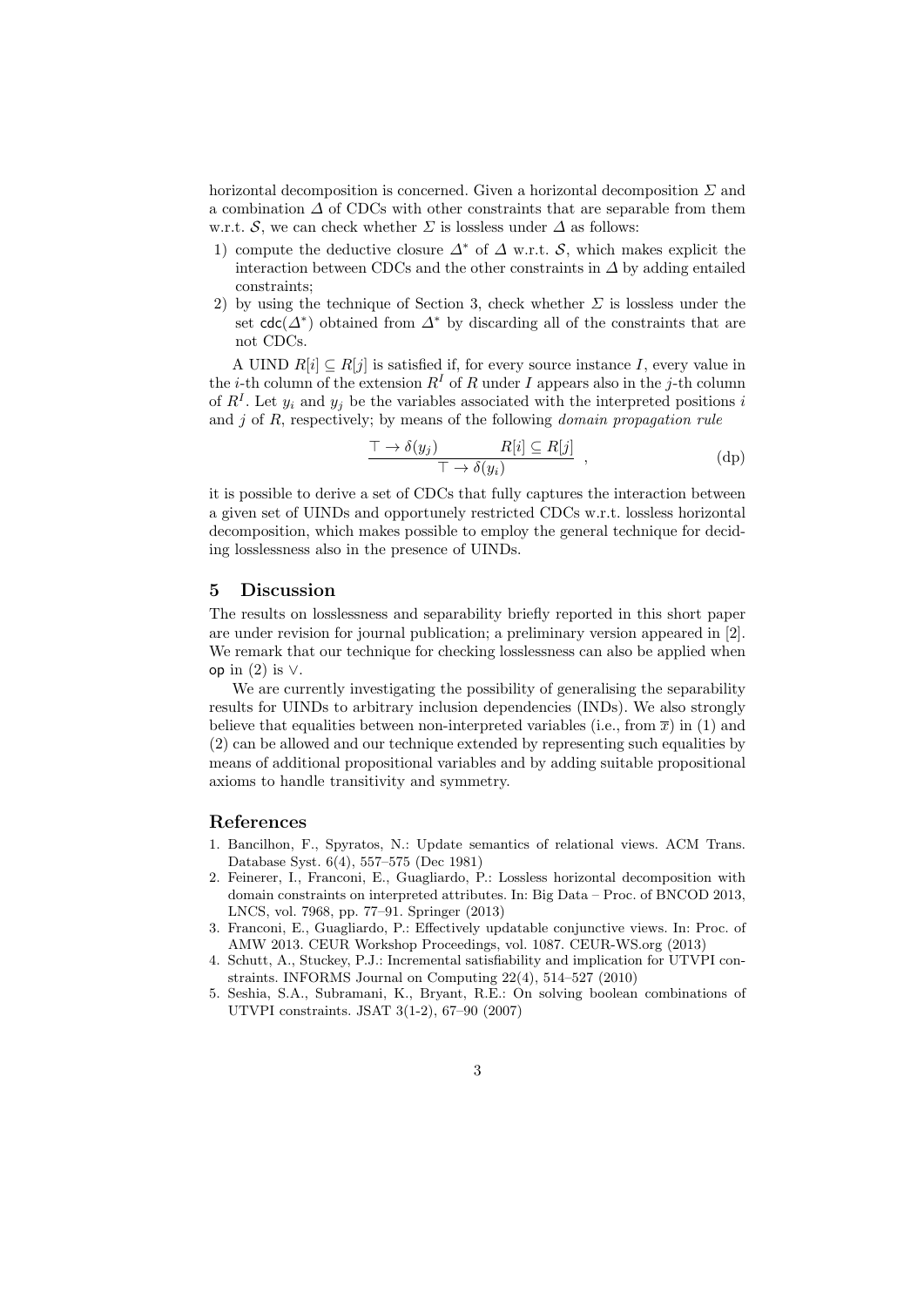horizontal decomposition is concerned. Given a horizontal decomposition $\Sigma$ and a combination $\Delta$ of CDCs with other constraints that are separable from them w.r.t. $\mathcal{S}$, we can check whether $\Sigma$ is lossless under $\Delta$ as follows:

1) compute the deductive closure $\Delta^*$ of $\Delta$ w.r.t. $\mathcal{S}$, which makes explicit the interaction between CDCs and the other constraints in $\Delta$ by adding entailed constraints;
2) by using the technique of Section 3, check whether $\Sigma$ is lossless under the set $\mathsf{cdc}(\Delta^*)$ obtained from $\Delta^*$ by discarding all of the constraints that are not CDCs.

A UIND $R[i] \subseteq R[j]$ is satisfied if, for every source instance $I$, every value in the $i$-th column of the extension $R^I$ of $R$ under $I$ appears also in the $j$-th column of $R^I$. Let $y_i$ and $y_j$ be the variables associated with the interpreted positions $i$ and $j$ of $R$, respectively; by means of the following *domain propagation rule*

$$\frac{\top \to \delta(y_j) \qquad R[i] \subseteq R[j]}{\top \to \delta(y_i)} \ , \tag{dp}$$

it is possible to derive a set of CDCs that fully captures the interaction between a given set of UINDs and opportunely restricted CDCs w.r.t. lossless horizontal decomposition, which makes possible to employ the general technique for deciding losslessness also in the presence of UINDs.

## 5 Discussion

The results on losslessness and separability briefly reported in this short paper are under revision for journal publication; a preliminary version appeared in [2]. We remark that our technique for checking losslessness can also be applied when $\mathsf{op}$ in (2) is $\vee$.

We are currently investigating the possibility of generalising the separability results for UINDs to arbitrary inclusion dependencies (INDs). We also strongly believe that equalities between non-interpreted variables (i.e., from $\overline{x}$) in (1) and (2) can be allowed and our technique extended by representing such equalities by means of additional propositional variables and by adding suitable propositional axioms to handle transitivity and symmetry.

## References

1. Bancilhon, F., Spyratos, N.: Update semantics of relational views. ACM Trans. Database Syst. 6(4), 557–575 (Dec 1981)
2. Feinerer, I., Franconi, E., Guagliardo, P.: Lossless horizontal decomposition with domain constraints on interpreted attributes. In: Big Data – Proc. of BNCOD 2013, LNCS, vol. 7968, pp. 77–91. Springer (2013)
3. Franconi, E., Guagliardo, P.: Effectively updatable conjunctive views. In: Proc. of AMW 2013. CEUR Workshop Proceedings, vol. 1087. CEUR-WS.org (2013)
4. Schutt, A., Stuckey, P.J.: Incremental satisfiability and implication for UTVPI constraints. INFORMS Journal on Computing 22(4), 514–527 (2010)
5. Seshia, S.A., Subramani, K., Bryant, R.E.: On solving boolean combinations of UTVPI constraints. JSAT 3(1-2), 67–90 (2007)